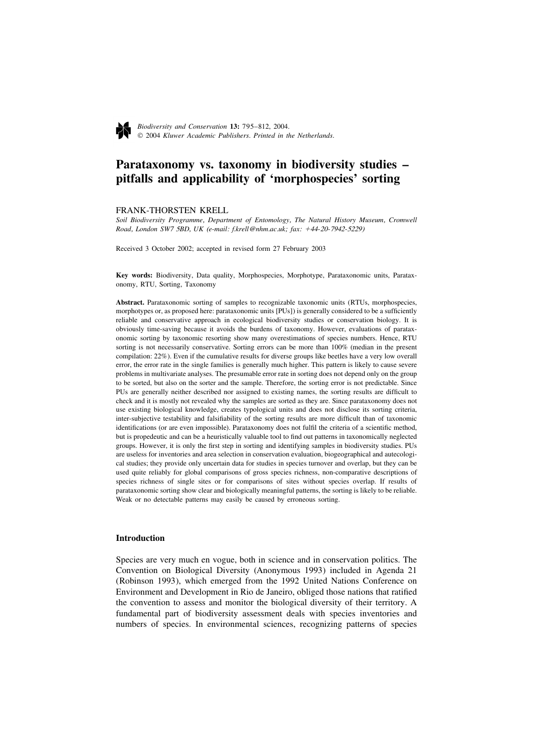# Parataxonomy vs. taxonomy in biodiversity studies – pitfalls and applicability of 'morphospecies' sorting

FRANK-THORSTEN KRELL

*Soil Biodiversity Programme, Department of Entomology, The Natural History Museum, Cromwell Road, London SW7 5BD, UK (e-mail: f.krell@nhm.ac.uk; fax: +44-20-7942-5229)*

Received 3 October 2002; accepted in revised form 27 February 2003

**Key words:** Biodiversity, Data quality, Morphospecies, Morphotype, Parataxonomic units, Parataxonomy, RTU, Sorting, Taxonomy

**Abstract.** Parataxonomic sorting of samples to recognizable taxonomic units (RTUs, morphospecies, morphotypes or, as proposed here: parataxonomic units [PUs]) is generally considered to be a sufficiently reliable and conservative approach in ecological biodiversity studies or conservation biology. It is obviously time-saving because it avoids the burdens of taxonomy. However, evaluations of parataxonomic sorting by taxonomic resorting show many overestimations of species numbers. Hence, RTU sorting is not necessarily conservative. Sorting errors can be more than 100% (median in the present compilation: 22%). Even if the cumulative results for diverse groups like beetles have a very low overall error, the error rate in the single families is generally much higher. This pattern is likely to cause severe problems in multivariate analyses. The presumable error rate in sorting does not depend only on the group to be sorted, but also on the sorter and the sample. Therefore, the sorting error is not predictable. Since PUs are generally neither described nor assigned to existing names, the sorting results are difficult to check and it is mostly not revealed why the samples are sorted as they are. Since parataxonomy does not use existing biological knowledge, creates typological units and does not disclose its sorting criteria, inter-subjective testability and falsifiability of the sorting results are more difficult than of taxonomic identifications (or are even impossible). Parataxonomy does not fulfil the criteria of a scientific method, but is propedeutic and can be a heuristically valuable tool to find out patterns in taxonomically neglected groups. However, it is only the first step in sorting and identifying samples in biodiversity studies. PUs are useless for inventories and area selection in conservation evaluation, biogeographical and autecological studies; they provide only uncertain data for studies in species turnover and overlap, but they can be used quite reliably for global comparisons of gross species richness, non-comparative descriptions of species richness of single sites or for comparisons of sites without species overlap. If results of parataxonomic sorting show clear and biologically meaningful patterns, the sorting is likely to be reliable. Weak or no detectable patterns may easily be caused by erroneous sorting.

## Introduction

Species are very much en vogue, both in science and in conservation politics. The Convention on Biological Diversity (Anonymous 1993) included in Agenda 21 (Robinson 1993), which emerged from the 1992 United Nations Conference on Environment and Development in Rio de Janeiro, obliged those nations that ratified the convention to assess and monitor the biological diversity of their territory. A fundamental part of biodiversity assessment deals with species inventories and numbers of species. In environmental sciences, recognizing patterns of species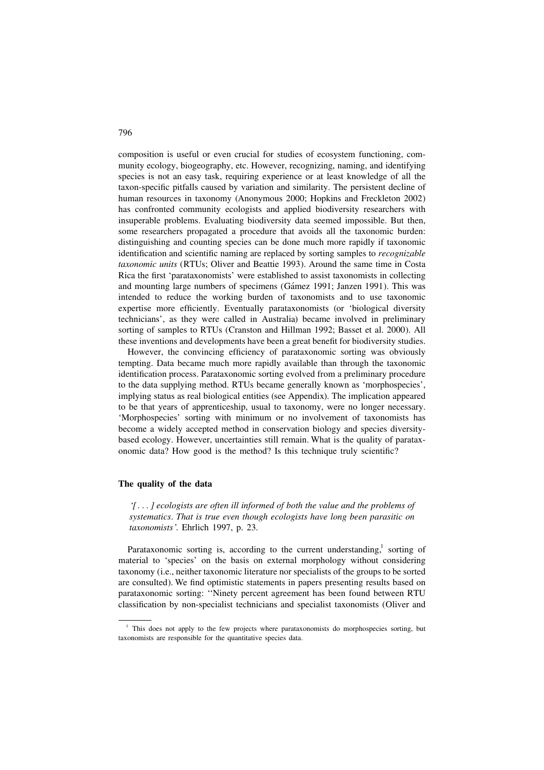composition is useful or even crucial for studies of ecosystem functioning, community ecology, biogeography, etc. However, recognizing, naming, and identifying species is not an easy task, requiring experience or at least knowledge of all the taxon-specific pitfalls caused by variation and similarity. The persistent decline of human resources in taxonomy (Anonymous 2000; Hopkins and Freckleton 2002) has confronted community ecologists and applied biodiversity researchers with insuperable problems. Evaluating biodiversity data seemed impossible. But then, some researchers propagated a procedure that avoids all the taxonomic burden: distinguishing and counting species can be done much more rapidly if taxonomic identification and scientific naming are replaced by sorting samples to *recognizable taxonomic units* (RTUs; Oliver and Beattie 1993). Around the same time in Costa Rica the first 'parataxonomists' were established to assist taxonomists in collecting and mounting large numbers of specimens (Gámez 1991; Janzen 1991). This was intended to reduce the working burden of taxonomists and to use taxonomic expertise more efficiently. Eventually parataxonomists (or 'biological diversity technicians', as they were called in Australia) became involved in preliminary sorting of samples to RTUs (Cranston and Hillman 1992; Basset et al. 2000). All these inventions and developments have been a great benefit for biodiversity studies.

However, the convincing efficiency of parataxonomic sorting was obviously tempting. Data became much more rapidly available than through the taxonomic identification process. Parataxonomic sorting evolved from a preliminary procedure to the data supplying method. RTUs became generally known as 'morphospecies', implying status as real biological entities (see Appendix). The implication appeared to be that years of apprenticeship, usual to taxonomy, were no longer necessary. 'Morphospecies' sorting with minimum or no involvement of taxonomists has become a widely accepted method in conservation biology and species diversity-based ecology. However, uncertainties still remain. What is the quality of parataxonomic data? How good is the method? Is this technique truly scientific?

## The quality of the data

*'[ . . . ] ecologists are often ill informed of both the value and the problems of systematics. That is true even though ecologists have long been parasitic on taxonomists'.* Ehrlich 1997, p. 23.

Parataxonomic sorting is, according to the current understanding,[1] sorting of material to 'species' on the basis on external morphology without considering taxonomy (i.e., neither taxonomic literature nor specialists of the groups to be sorted are consulted). We find optimistic statements in papers presenting results based on parataxonomic sorting: ''Ninety percent agreement has been found between RTU classification by non-specialist technicians and specialist taxonomists (Oliver and

[1] This does not apply to the few projects where parataxonomists do morphospecies sorting, but taxonomists are responsible for the quantitative species data.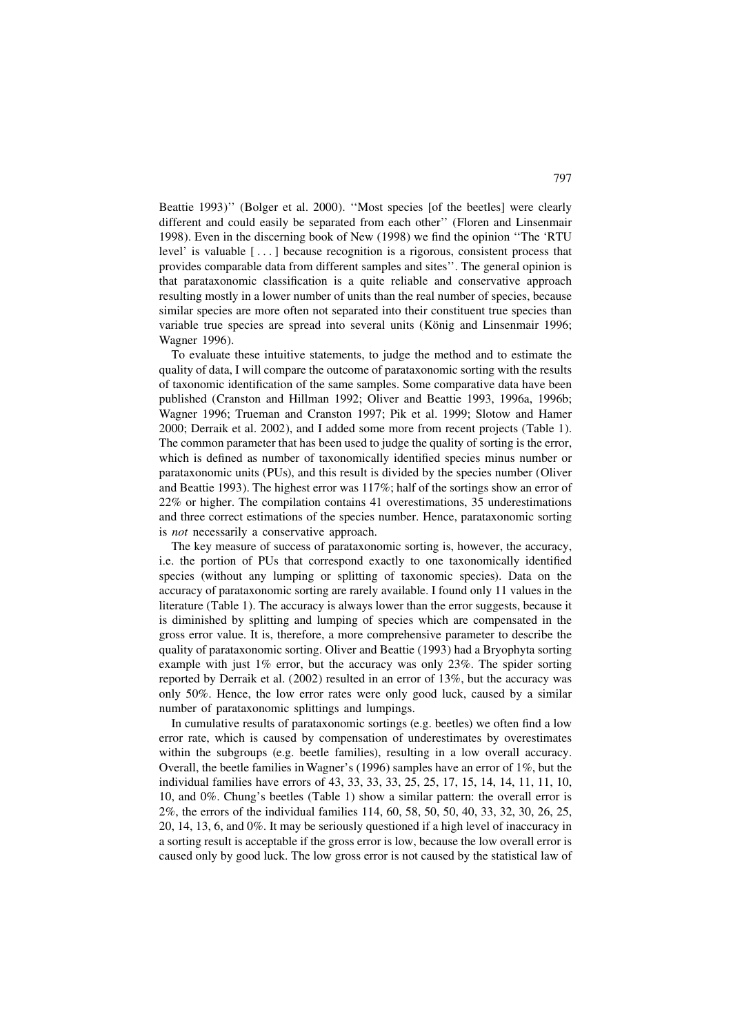Beattie 1993)'' (Bolger et al. 2000). ''Most species [of the beetles] were clearly different and could easily be separated from each other'' (Floren and Linsenmair 1998). Even in the discerning book of New (1998) we find the opinion ''The 'RTU level' is valuable [ . . . ] because recognition is a rigorous, consistent process that provides comparable data from different samples and sites''. The general opinion is that parataxonomic classification is a quite reliable and conservative approach resulting mostly in a lower number of units than the real number of species, because similar species are more often not separated into their constituent true species than variable true species are spread into several units (König and Linsenmair 1996; Wagner 1996).

To evaluate these intuitive statements, to judge the method and to estimate the quality of data, I will compare the outcome of parataxonomic sorting with the results of taxonomic identification of the same samples. Some comparative data have been published (Cranston and Hillman 1992; Oliver and Beattie 1993, 1996a, 1996b; Wagner 1996; Trueman and Cranston 1997; Pik et al. 1999; Slotow and Hamer 2000; Derraik et al. 2002), and I added some more from recent projects (Table 1). The common parameter that has been used to judge the quality of sorting is the error, which is defined as number of taxonomically identified species minus number or parataxonomic units (PUs), and this result is divided by the species number (Oliver and Beattie 1993). The highest error was 117%; half of the sortings show an error of 22% or higher. The compilation contains 41 overestimations, 35 underestimations and three correct estimations of the species number. Hence, parataxonomic sorting is *not* necessarily a conservative approach.

The key measure of success of parataxonomic sorting is, however, the accuracy, i.e. the portion of PUs that correspond exactly to one taxonomically identified species (without any lumping or splitting of taxonomic species). Data on the accuracy of parataxonomic sorting are rarely available. I found only 11 values in the literature (Table 1). The accuracy is always lower than the error suggests, because it is diminished by splitting and lumping of species which are compensated in the gross error value. It is, therefore, a more comprehensive parameter to describe the quality of parataxonomic sorting. Oliver and Beattie (1993) had a Bryophyta sorting example with just 1% error, but the accuracy was only 23%. The spider sorting reported by Derraik et al. (2002) resulted in an error of 13%, but the accuracy was only 50%. Hence, the low error rates were only good luck, caused by a similar number of parataxonomic splittings and lumpings.

In cumulative results of parataxonomic sortings (e.g. beetles) we often find a low error rate, which is caused by compensation of underestimates by overestimates within the subgroups (e.g. beetle families), resulting in a low overall accuracy. Overall, the beetle families in Wagner's (1996) samples have an error of 1%, but the individual families have errors of 43, 33, 33, 33, 25, 25, 17, 15, 14, 14, 11, 11, 10, 10, and 0%. Chung's beetles (Table 1) show a similar pattern: the overall error is 2%, the errors of the individual families 114, 60, 58, 50, 50, 40, 33, 32, 30, 26, 25, 20, 14, 13, 6, and 0%. It may be seriously questioned if a high level of inaccuracy in a sorting result is acceptable if the gross error is low, because the low overall error is caused only by good luck. The low gross error is not caused by the statistical law of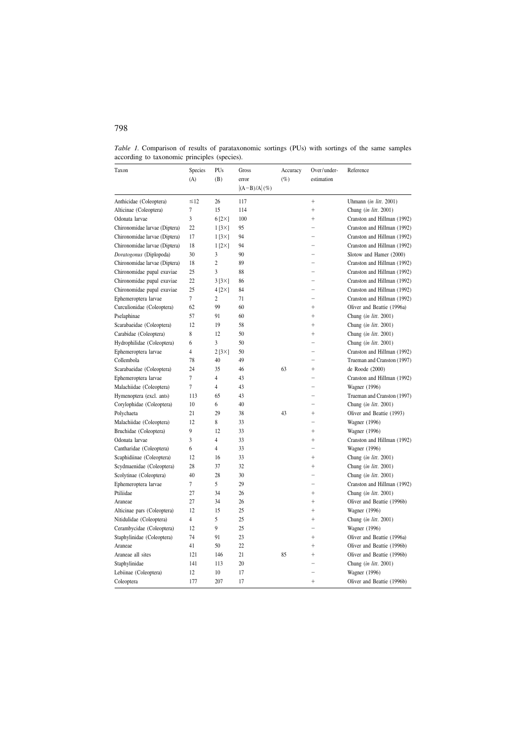*Table 1.* Comparison of results of parataxonomic sortings (PUs) with sortings of the same samples according to taxonomic principles (species).

| Taxon | Species (A) | PUs (B) | Gross error $\lvert(A-B)/A\rvert$ (%) | Accuracy (%) | Over/under-estimation | Reference |
|---|---|---|---|---|---|---|
| Anthicidae (Coleoptera) | ≤12 | 26 | 117 | | + | Uhmann (*in litt.* 2001) |
| Alticinae (Coleoptera) | 7 | 15 | 114 | | + | Chung (*in litt.* 2001) |
| Odonata larvae | 3 | 6 [2×] | 100 | | + | Cranston and Hillman (1992) |
| Chironomidae larvae (Diptera) | 22 | 1 [3×] | 95 | | − | Cranston and Hillman (1992) |
| Chironomidae larvae (Diptera) | 17 | 1 [3×] | 94 | | − | Cranston and Hillman (1992) |
| Chironomidae larvae (Diptera) | 18 | 1 [2×] | 94 | | − | Cranston and Hillman (1992) |
| *Doratogonus* (Diplopoda) | 30 | 3 | 90 | | − | Slotow and Hamer (2000) |
| Chironomidae larvae (Diptera) | 18 | 2 | 89 | | − | Cranston and Hillman (1992) |
| Chironomidae pupal exuviae | 25 | 3 | 88 | | − | Cranston and Hillman (1992) |
| Chironomidae pupal exuviae | 22 | 3 [3×] | 86 | | − | Cranston and Hillman (1992) |
| Chironomidae pupal exuviae | 25 | 4 [2×] | 84 | | − | Cranston and Hillman (1992) |
| Ephemeroptera larvae | 7 | 2 | 71 | | − | Cranston and Hillman (1992) |
| Curculionidae (Coleoptera) | 62 | 99 | 60 | | + | Oliver and Beattie (1996a) |
| Pselaphinae | 57 | 91 | 60 | | + | Chung (*in litt.* 2001) |
| Scarabaeidae (Coleoptera) | 12 | 19 | 58 | | + | Chung (*in litt.* 2001) |
| Carabidae (Coleoptera) | 8 | 12 | 50 | | + | Chung (*in litt.* 2001) |
| Hydrophilidae (Coleoptera) | 6 | 3 | 50 | | − | Chung (*in litt.* 2001) |
| Ephemeroptera larvae | 4 | 2 [3×] | 50 | | − | Cranston and Hillman (1992) |
| Collembola | 78 | 40 | 49 | | − | Trueman and Cranston (1997) |
| Scarabaeidae (Coleoptera) | 24 | 35 | 46 | 63 | + | de Roode (2000) |
| Ephemeroptera larvae | 7 | 4 | 43 | | − | Cranston and Hillman (1992) |
| Malachiidae (Coleoptera) | 7 | 4 | 43 | | − | Wagner (1996) |
| Hymenoptera (excl. ants) | 113 | 65 | 43 | | − | Trueman and Cranston (1997) |
| Corylophidae (Coleoptera) | 10 | 6 | 40 | | − | Chung (*in litt.* 2001) |
| Polychaeta | 21 | 29 | 38 | 43 | + | Oliver and Beattie (1993) |
| Malachiidae (Coleoptera) | 12 | 8 | 33 | | − | Wagner (1996) |
| Bruchidae (Coleoptera) | 9 | 12 | 33 | | + | Wagner (1996) |
| Odonata larvae | 3 | 4 | 33 | | + | Cranston and Hillman (1992) |
| Cantharidae (Coleoptera) | 6 | 4 | 33 | | − | Wagner (1996) |
| Scaphidiinae (Coleoptera) | 12 | 16 | 33 | | + | Chung (*in litt.* 2001) |
| Scydmaenidae (Coleoptera) | 28 | 37 | 32 | | + | Chung (*in litt.* 2001) |
| Scolytinae (Coleoptera) | 40 | 28 | 30 | | − | Chung (*in litt.* 2001) |
| Ephemeroptera larvae | 7 | 5 | 29 | | − | Cranston and Hillman (1992) |
| Ptiliidae | 27 | 34 | 26 | | + | Chung (*in litt.* 2001) |
| Araneae | 27 | 34 | 26 | | + | Oliver and Beattie (1996b) |
| Alticinae pars (Coleoptera) | 12 | 15 | 25 | | + | Wagner (1996) |
| Nitidulidae (Coleoptera) | 4 | 5 | 25 | | + | Chung (*in litt.* 2001) |
| Cerambycidae (Coleoptera) | 12 | 9 | 25 | | − | Wagner (1996) |
| Staphylinidae (Coleoptera) | 74 | 91 | 23 | | + | Oliver and Beattie (1996a) |
| Araneae | 41 | 50 | 22 | | + | Oliver and Beattie (1996b) |
| Araneae all sites | 121 | 146 | 21 | 85 | + | Oliver and Beattie (1996b) |
| Staphylinidae | 141 | 113 | 20 | | − | Chung (*in litt.* 2001) |
| Lebiinae (Coleoptera) | 12 | 10 | 17 | | − | Wagner (1996) |
| Coleoptera | 177 | 207 | 17 | | + | Oliver and Beattie (1996b) |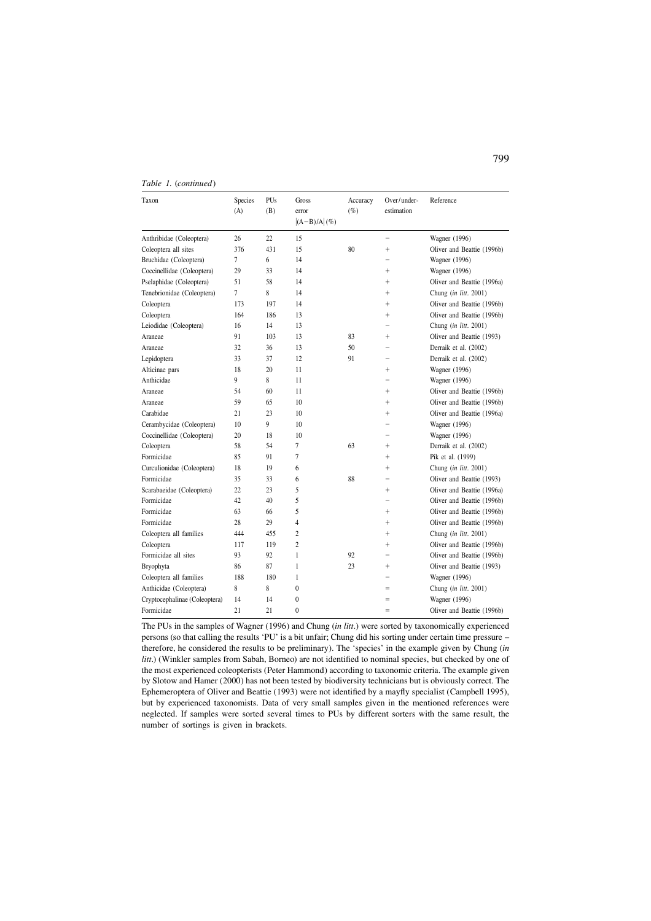*Table 1.* (*continued*)

| Taxon | Species (A) | PUs (B) | Gross error $\lvert(A-B)/A\rvert$ (%) | Accuracy (%) | Over/under-estimation | Reference |
|---|---|---|---|---|---|---|
| Anthribidae (Coleoptera) | 26 | 22 | 15 | | − | Wagner (1996) |
| Coleoptera all sites | 376 | 431 | 15 | 80 | + | Oliver and Beattie (1996b) |
| Bruchidae (Coleoptera) | 7 | 6 | 14 | | − | Wagner (1996) |
| Coccinellidae (Coleoptera) | 29 | 33 | 14 | | + | Wagner (1996) |
| Pselaphidae (Coleoptera) | 51 | 58 | 14 | | + | Oliver and Beattie (1996a) |
| Tenebrionidae (Coleoptera) | 7 | 8 | 14 | | + | Chung (*in litt*. 2001) |
| Coleoptera | 173 | 197 | 14 | | + | Oliver and Beattie (1996b) |
| Coleoptera | 164 | 186 | 13 | | + | Oliver and Beattie (1996b) |
| Leiodidae (Coleoptera) | 16 | 14 | 13 | | − | Chung (*in litt*. 2001) |
| Araneae | 91 | 103 | 13 | 83 | + | Oliver and Beattie (1993) |
| Araneae | 32 | 36 | 13 | 50 | − | Derraik et al. (2002) |
| Lepidoptera | 33 | 37 | 12 | 91 | − | Derraik et al. (2002) |
| Alticinae pars | 18 | 20 | 11 | | + | Wagner (1996) |
| Anthicidae | 9 | 8 | 11 | | − | Wagner (1996) |
| Araneae | 54 | 60 | 11 | | + | Oliver and Beattie (1996b) |
| Araneae | 59 | 65 | 10 | | + | Oliver and Beattie (1996b) |
| Carabidae | 21 | 23 | 10 | | + | Oliver and Beattie (1996a) |
| Cerambycidae (Coleoptera) | 10 | 9 | 10 | | − | Wagner (1996) |
| Coccinellidae (Coleoptera) | 20 | 18 | 10 | | − | Wagner (1996) |
| Coleoptera | 58 | 54 | 7 | 63 | + | Derraik et al. (2002) |
| Formicidae | 85 | 91 | 7 | | + | Pik et al. (1999) |
| Curculionidae (Coleoptera) | 18 | 19 | 6 | | + | Chung (*in litt*. 2001) |
| Formicidae | 35 | 33 | 6 | 88 | − | Oliver and Beattie (1993) |
| Scarabaeidae (Coleoptera) | 22 | 23 | 5 | | + | Oliver and Beattie (1996a) |
| Formicidae | 42 | 40 | 5 | | − | Oliver and Beattie (1996b) |
| Formicidae | 63 | 66 | 5 | | + | Oliver and Beattie (1996b) |
| Formicidae | 28 | 29 | 4 | | + | Oliver and Beattie (1996b) |
| Coleoptera all families | 444 | 455 | 2 | | + | Chung (*in litt*. 2001) |
| Coleoptera | 117 | 119 | 2 | | + | Oliver and Beattie (1996b) |
| Formicidae all sites | 93 | 92 | 1 | 92 | − | Oliver and Beattie (1996b) |
| Bryophyta | 86 | 87 | 1 | 23 | + | Oliver and Beattie (1993) |
| Coleoptera all families | 188 | 180 | 1 | | − | Wagner (1996) |
| Anthicidae (Coleoptera) | 8 | 8 | 0 | | = | Chung (*in litt*. 2001) |
| Cryptocephalinae (Coleoptera) | 14 | 14 | 0 | | = | Wagner (1996) |
| Formicidae | 21 | 21 | 0 | | = | Oliver and Beattie (1996b) |

The PUs in the samples of Wagner (1996) and Chung (*in litt*.) were sorted by taxonomically experienced persons (so that calling the results 'PU' is a bit unfair; Chung did his sorting under certain time pressure – therefore, he considered the results to be preliminary). The 'species' in the example given by Chung (*in litt*.) (Winkler samples from Sabah, Borneo) are not identified to nominal species, but checked by one of the most experienced coleopterists (Peter Hammond) according to taxonomic criteria. The example given by Slotow and Hamer (2000) has not been tested by biodiversity technicians but is obviously correct. The Ephemeroptera of Oliver and Beattie (1993) were not identified by a mayfly specialist (Campbell 1995), but by experienced taxonomists. Data of very small samples given in the mentioned references were neglected. If samples were sorted several times to PUs by different sorters with the same result, the number of sortings is given in brackets.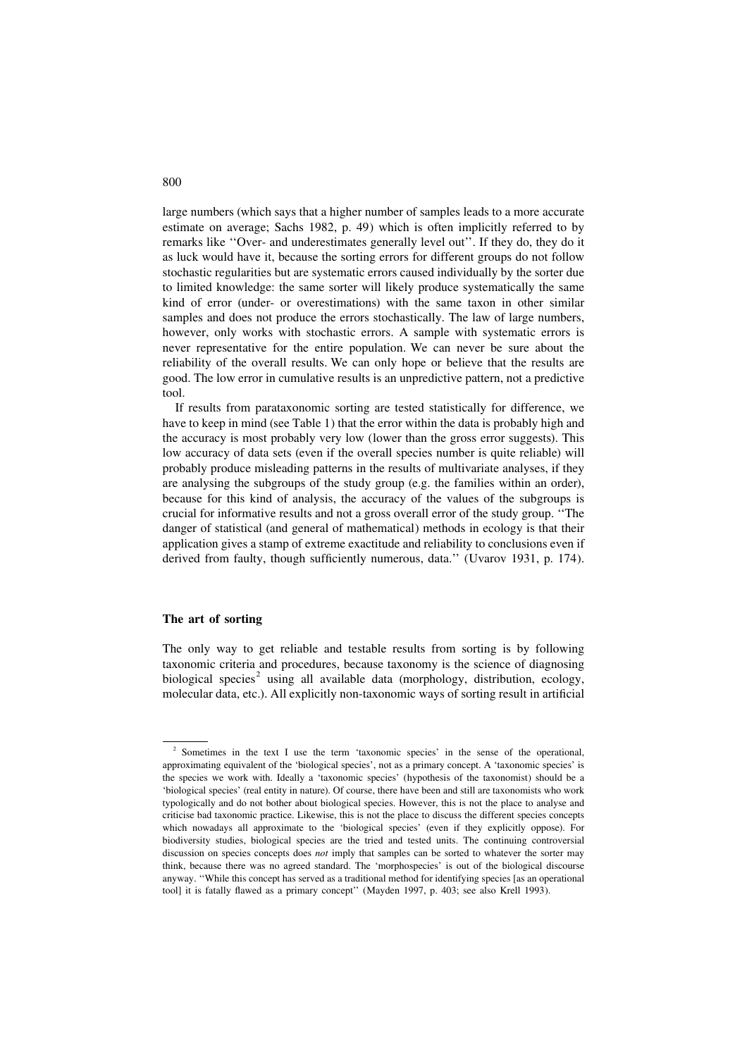large numbers (which says that a higher number of samples leads to a more accurate estimate on average; Sachs 1982, p. 49) which is often implicitly referred to by remarks like ''Over- and underestimates generally level out''. If they do, they do it as luck would have it, because the sorting errors for different groups do not follow stochastic regularities but are systematic errors caused individually by the sorter due to limited knowledge: the same sorter will likely produce systematically the same kind of error (under- or overestimations) with the same taxon in other similar samples and does not produce the errors stochastically. The law of large numbers, however, only works with stochastic errors. A sample with systematic errors is never representative for the entire population. We can never be sure about the reliability of the overall results. We can only hope or believe that the results are good. The low error in cumulative results is an unpredictive pattern, not a predictive tool.

If results from parataxonomic sorting are tested statistically for difference, we have to keep in mind (see Table 1) that the error within the data is probably high and the accuracy is most probably very low (lower than the gross error suggests). This low accuracy of data sets (even if the overall species number is quite reliable) will probably produce misleading patterns in the results of multivariate analyses, if they are analysing the subgroups of the study group (e.g. the families within an order), because for this kind of analysis, the accuracy of the values of the subgroups is crucial for informative results and not a gross overall error of the study group. ''The danger of statistical (and general of mathematical) methods in ecology is that their application gives a stamp of extreme exactitude and reliability to conclusions even if derived from faulty, though sufficiently numerous, data.'' (Uvarov 1931, p. 174).

## The art of sorting

The only way to get reliable and testable results from sorting is by following taxonomic criteria and procedures, because taxonomy is the science of diagnosing biological species[2] using all available data (morphology, distribution, ecology, molecular data, etc.). All explicitly non-taxonomic ways of sorting result in artificial

[2] Sometimes in the text I use the term 'taxonomic species' in the sense of the operational, approximating equivalent of the 'biological species', not as a primary concept. A 'taxonomic species' is the species we work with. Ideally a 'taxonomic species' (hypothesis of the taxonomist) should be a 'biological species' (real entity in nature). Of course, there have been and still are taxonomists who work typologically and do not bother about biological species. However, this is not the place to analyse and criticise bad taxonomic practice. Likewise, this is not the place to discuss the different species concepts which nowadays all approximate to the 'biological species' (even if they explicitly oppose). For biodiversity studies, biological species are the tried and tested units. The continuing controversial discussion on species concepts does *not* imply that samples can be sorted to whatever the sorter may think, because there was no agreed standard. The 'morphospecies' is out of the biological discourse anyway. ''While this concept has served as a traditional method for identifying species [as an operational tool] it is fatally flawed as a primary concept'' (Mayden 1997, p. 403; see also Krell 1993).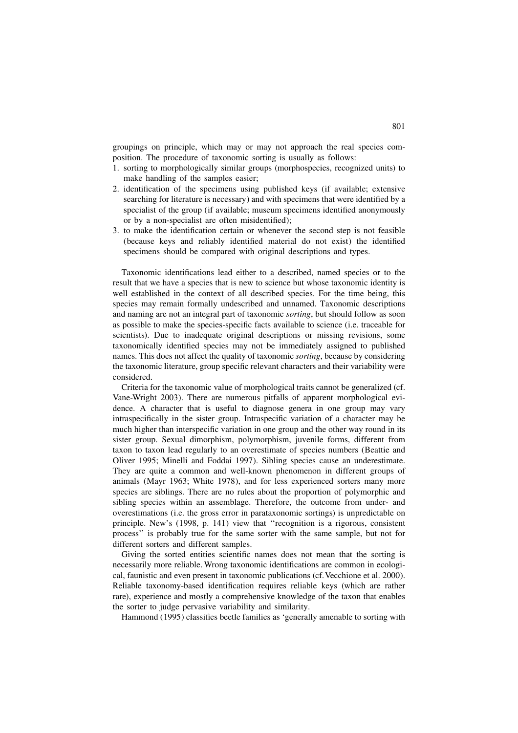groupings on principle, which may or may not approach the real species composition. The procedure of taxonomic sorting is usually as follows:

1. sorting to morphologically similar groups (morphospecies, recognized units) to make handling of the samples easier;
2. identification of the specimens using published keys (if available; extensive searching for literature is necessary) and with specimens that were identified by a specialist of the group (if available; museum specimens identified anonymously or by a non-specialist are often misidentified);
3. to make the identification certain or whenever the second step is not feasible (because keys and reliably identified material do not exist) the identified specimens should be compared with original descriptions and types.

Taxonomic identifications lead either to a described, named species or to the result that we have a species that is new to science but whose taxonomic identity is well established in the context of all described species. For the time being, this species may remain formally undescribed and unnamed. Taxonomic descriptions and naming are not an integral part of taxonomic *sorting*, but should follow as soon as possible to make the species-specific facts available to science (i.e. traceable for scientists). Due to inadequate original descriptions or missing revisions, some taxonomically identified species may not be immediately assigned to published names. This does not affect the quality of taxonomic *sorting*, because by considering the taxonomic literature, group specific relevant characters and their variability were considered.

Criteria for the taxonomic value of morphological traits cannot be generalized (cf. Vane-Wright 2003). There are numerous pitfalls of apparent morphological evidence. A character that is useful to diagnose genera in one group may vary intraspecifically in the sister group. Intraspecific variation of a character may be much higher than interspecific variation in one group and the other way round in its sister group. Sexual dimorphism, polymorphism, juvenile forms, different from taxon to taxon lead regularly to an overestimate of species numbers (Beattie and Oliver 1995; Minelli and Foddai 1997). Sibling species cause an underestimate. They are quite a common and well-known phenomenon in different groups of animals (Mayr 1963; White 1978), and for less experienced sorters many more species are siblings. There are no rules about the proportion of polymorphic and sibling species within an assemblage. Therefore, the outcome from under- and overestimations (i.e. the gross error in parataxonomic sortings) is unpredictable on principle. New's (1998, p. 141) view that ''recognition is a rigorous, consistent process'' is probably true for the same sorter with the same sample, but not for different sorters and different samples.

Giving the sorted entities scientific names does not mean that the sorting is necessarily more reliable. Wrong taxonomic identifications are common in ecological, faunistic and even present in taxonomic publications (cf. Vecchione et al. 2000). Reliable taxonomy-based identification requires reliable keys (which are rather rare), experience and mostly a comprehensive knowledge of the taxon that enables the sorter to judge pervasive variability and similarity.

Hammond (1995) classifies beetle families as 'generally amenable to sorting with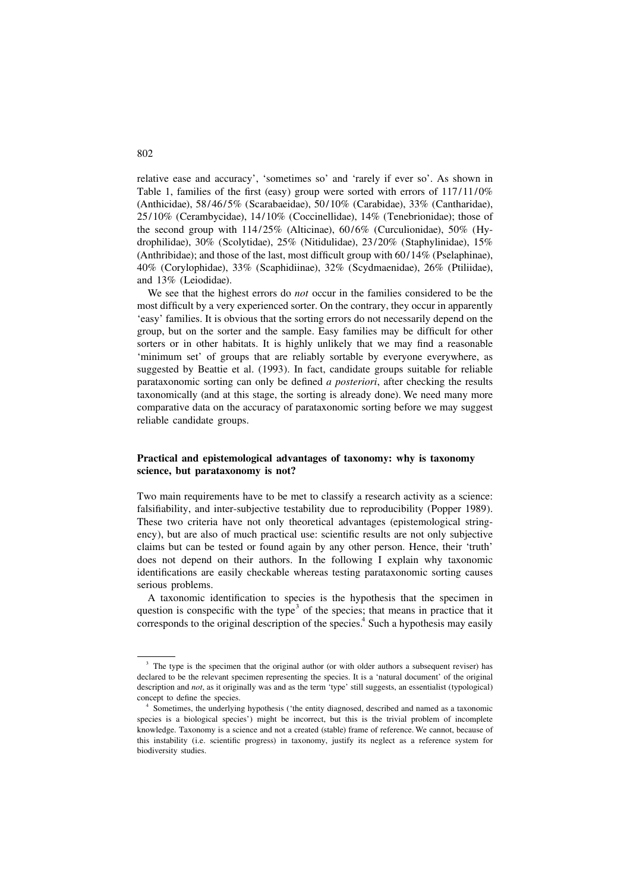relative ease and accuracy', 'sometimes so' and 'rarely if ever so'. As shown in Table 1, families of the first (easy) group were sorted with errors of 117/11/0% (Anthicidae), 58/46/5% (Scarabaeidae), 50/10% (Carabidae), 33% (Cantharidae), 25/10% (Cerambycidae), 14/10% (Coccinellidae), 14% (Tenebrionidae); those of the second group with 114/25% (Alticinae), 60/6% (Curculionidae), 50% (Hydrophilidae), 30% (Scolytidae), 25% (Nitidulidae), 23/20% (Staphylinidae), 15% (Anthribidae); and those of the last, most difficult group with 60/14% (Pselaphinae), 40% (Corylophidae), 33% (Scaphidiinae), 32% (Scydmaenidae), 26% (Ptiliidae), and 13% (Leiodidae).

We see that the highest errors do *not* occur in the families considered to be the most difficult by a very experienced sorter. On the contrary, they occur in apparently 'easy' families. It is obvious that the sorting errors do not necessarily depend on the group, but on the sorter and the sample. Easy families may be difficult for other sorters or in other habitats. It is highly unlikely that we may find a reasonable 'minimum set' of groups that are reliably sortable by everyone everywhere, as suggested by Beattie et al. (1993). In fact, candidate groups suitable for reliable parataxonomic sorting can only be defined *a posteriori*, after checking the results taxonomically (and at this stage, the sorting is already done). We need many more comparative data on the accuracy of parataxonomic sorting before we may suggest reliable candidate groups.

## Practical and epistemological advantages of taxonomy: why is taxonomy science, but parataxonomy is not?

Two main requirements have to be met to classify a research activity as a science: falsifiability, and inter-subjective testability due to reproducibility (Popper 1989). These two criteria have not only theoretical advantages (epistemological stringency), but are also of much practical use: scientific results are not only subjective claims but can be tested or found again by any other person. Hence, their 'truth' does not depend on their authors. In the following I explain why taxonomic identifications are easily checkable whereas testing parataxonomic sorting causes serious problems.

A taxonomic identification to species is the hypothesis that the specimen in question is conspecific with the type[3] of the species; that means in practice that it corresponds to the original description of the species.[4] Such a hypothesis may easily

---

[3] The type is the specimen that the original author (or with older authors a subsequent reviser) has declared to be the relevant specimen representing the species. It is a 'natural document' of the original description and *not*, as it originally was and as the term 'type' still suggests, an essentialist (typological) concept to define the species.

[4] Sometimes, the underlying hypothesis ('the entity diagnosed, described and named as a taxonomic species is a biological species') might be incorrect, but this is the trivial problem of incomplete knowledge. Taxonomy is a science and not a created (stable) frame of reference. We cannot, because of this instability (i.e. scientific progress) in taxonomy, justify its neglect as a reference system for biodiversity studies.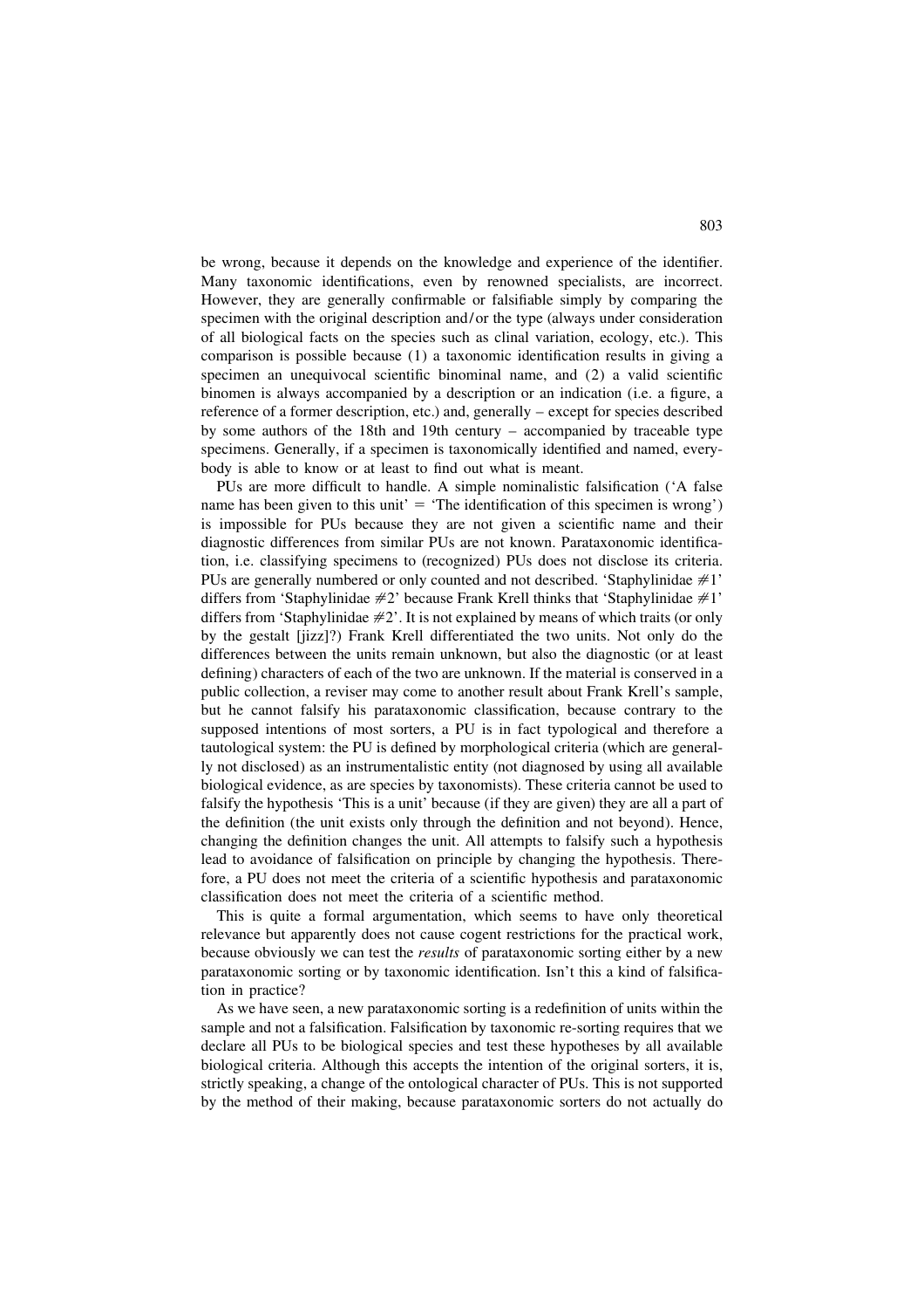be wrong, because it depends on the knowledge and experience of the identifier. Many taxonomic identifications, even by renowned specialists, are incorrect. However, they are generally confirmable or falsifiable simply by comparing the specimen with the original description and/or the type (always under consideration of all biological facts on the species such as clinal variation, ecology, etc.). This comparison is possible because (1) a taxonomic identification results in giving a specimen an unequivocal scientific binominal name, and (2) a valid scientific binomen is always accompanied by a description or an indication (i.e. a figure, a reference of a former description, etc.) and, generally – except for species described by some authors of the 18th and 19th century – accompanied by traceable type specimens. Generally, if a specimen is taxonomically identified and named, everybody is able to know or at least to find out what is meant.

PUs are more difficult to handle. A simple nominalistic falsification ('A false name has been given to this unit' = 'The identification of this specimen is wrong') is impossible for PUs because they are not given a scientific name and their diagnostic differences from similar PUs are not known. Parataxonomic identification, i.e. classifying specimens to (recognized) PUs does not disclose its criteria. PUs are generally numbered or only counted and not described. 'Staphylinidae #1' differs from 'Staphylinidae #2' because Frank Krell thinks that 'Staphylinidae #1' differs from 'Staphylinidae #2'. It is not explained by means of which traits (or only by the gestalt [jizz]?) Frank Krell differentiated the two units. Not only do the differences between the units remain unknown, but also the diagnostic (or at least defining) characters of each of the two are unknown. If the material is conserved in a public collection, a reviser may come to another result about Frank Krell's sample, but he cannot falsify his parataxonomic classification, because contrary to the supposed intentions of most sorters, a PU is in fact typological and therefore a tautological system: the PU is defined by morphological criteria (which are generally not disclosed) as an instrumentalistic entity (not diagnosed by using all available biological evidence, as are species by taxonomists). These criteria cannot be used to falsify the hypothesis 'This is a unit' because (if they are given) they are all a part of the definition (the unit exists only through the definition and not beyond). Hence, changing the definition changes the unit. All attempts to falsify such a hypothesis lead to avoidance of falsification on principle by changing the hypothesis. Therefore, a PU does not meet the criteria of a scientific hypothesis and parataxonomic classification does not meet the criteria of a scientific method.

This is quite a formal argumentation, which seems to have only theoretical relevance but apparently does not cause cogent restrictions for the practical work, because obviously we can test the *results* of parataxonomic sorting either by a new parataxonomic sorting or by taxonomic identification. Isn't this a kind of falsification in practice?

As we have seen, a new parataxonomic sorting is a redefinition of units within the sample and not a falsification. Falsification by taxonomic re-sorting requires that we declare all PUs to be biological species and test these hypotheses by all available biological criteria. Although this accepts the intention of the original sorters, it is, strictly speaking, a change of the ontological character of PUs. This is not supported by the method of their making, because parataxonomic sorters do not actually do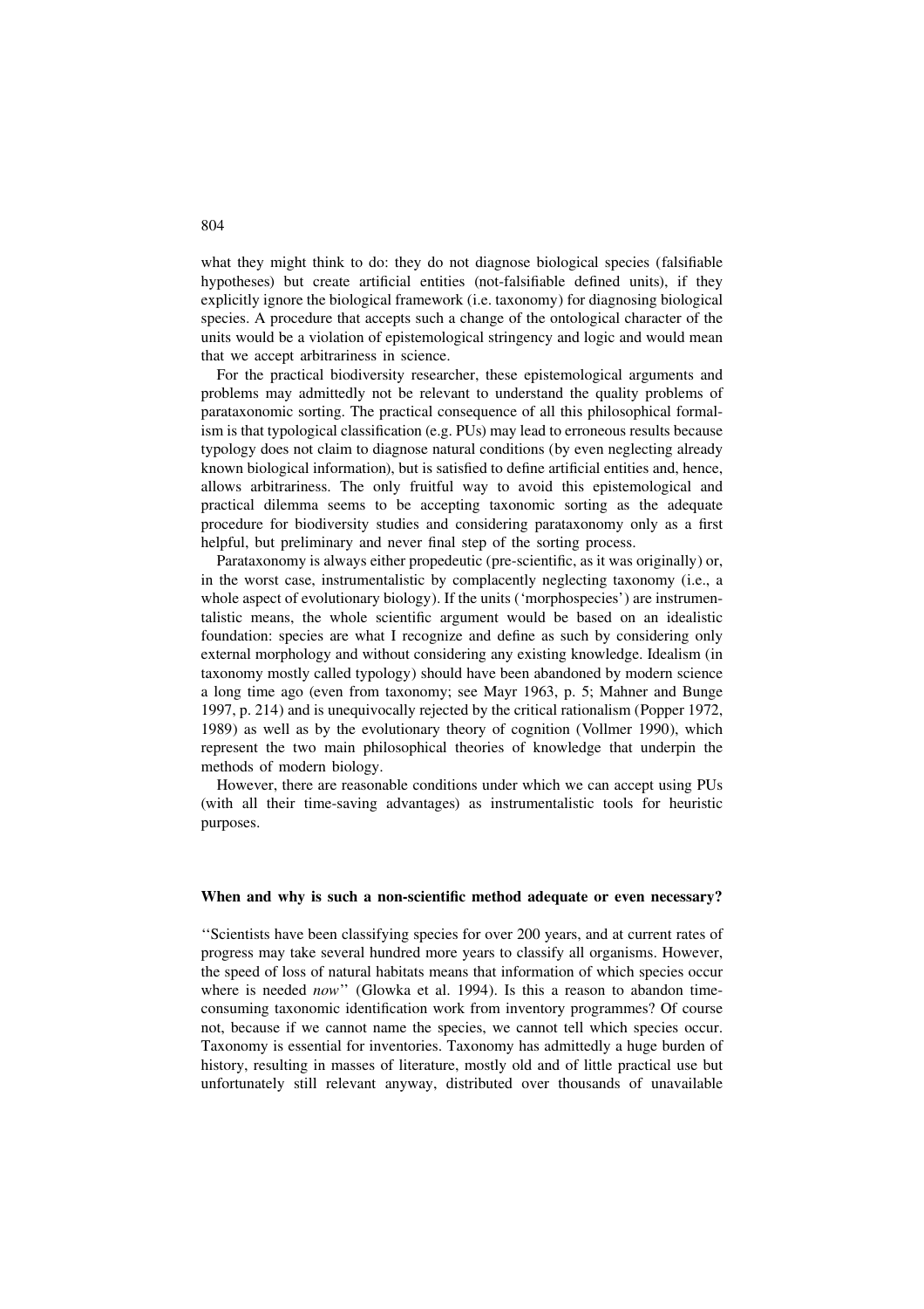what they might think to do: they do not diagnose biological species (falsifiable hypotheses) but create artificial entities (not-falsifiable defined units), if they explicitly ignore the biological framework (i.e. taxonomy) for diagnosing biological species. A procedure that accepts such a change of the ontological character of the units would be a violation of epistemological stringency and logic and would mean that we accept arbitrariness in science.

For the practical biodiversity researcher, these epistemological arguments and problems may admittedly not be relevant to understand the quality problems of parataxonomic sorting. The practical consequence of all this philosophical formalism is that typological classification (e.g. PUs) may lead to erroneous results because typology does not claim to diagnose natural conditions (by even neglecting already known biological information), but is satisfied to define artificial entities and, hence, allows arbitrariness. The only fruitful way to avoid this epistemological and practical dilemma seems to be accepting taxonomic sorting as the adequate procedure for biodiversity studies and considering parataxonomy only as a first helpful, but preliminary and never final step of the sorting process.

Parataxonomy is always either propedeutic (pre-scientific, as it was originally) or, in the worst case, instrumentalistic by complacently neglecting taxonomy (i.e., a whole aspect of evolutionary biology). If the units ('morphospecies') are instrumentalistic means, the whole scientific argument would be based on an idealistic foundation: species are what I recognize and define as such by considering only external morphology and without considering any existing knowledge. Idealism (in taxonomy mostly called typology) should have been abandoned by modern science a long time ago (even from taxonomy; see Mayr 1963, p. 5; Mahner and Bunge 1997, p. 214) and is unequivocally rejected by the critical rationalism (Popper 1972, 1989) as well as by the evolutionary theory of cognition (Vollmer 1990), which represent the two main philosophical theories of knowledge that underpin the methods of modern biology.

However, there are reasonable conditions under which we can accept using PUs (with all their time-saving advantages) as instrumentalistic tools for heuristic purposes.

## When and why is such a non-scientific method adequate or even necessary?

"Scientists have been classifying species for over 200 years, and at current rates of progress may take several hundred more years to classify all organisms. However, the speed of loss of natural habitats means that information of which species occur where is needed *now*" (Glowka et al. 1994). Is this a reason to abandon time-consuming taxonomic identification work from inventory programmes? Of course not, because if we cannot name the species, we cannot tell which species occur. Taxonomy is essential for inventories. Taxonomy has admittedly a huge burden of history, resulting in masses of literature, mostly old and of little practical use but unfortunately still relevant anyway, distributed over thousands of unavailable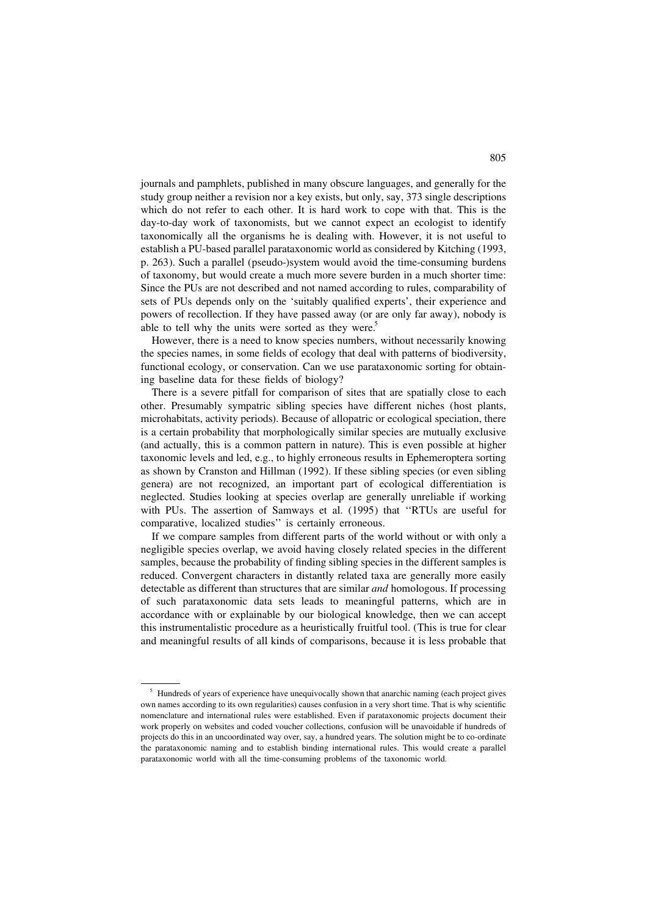journals and pamphlets, published in many obscure languages, and generally for the study group neither a revision nor a key exists, but only, say, 373 single descriptions which do not refer to each other. It is hard work to cope with that. This is the day-to-day work of taxonomists, but we cannot expect an ecologist to identify taxonomically all the organisms he is dealing with. However, it is not useful to establish a PU-based parallel parataxonomic world as considered by Kitching (1993, p. 263). Such a parallel (pseudo-)system would avoid the time-consuming burdens of taxonomy, but would create a much more severe burden in a much shorter time: Since the PUs are not described and not named according to rules, comparability of sets of PUs depends only on the 'suitably qualified experts', their experience and powers of recollection. If they have passed away (or are only far away), nobody is able to tell why the units were sorted as they were.[5]

However, there is a need to know species numbers, without necessarily knowing the species names, in some fields of ecology that deal with patterns of biodiversity, functional ecology, or conservation. Can we use parataxonomic sorting for obtaining baseline data for these fields of biology?

There is a severe pitfall for comparison of sites that are spatially close to each other. Presumably sympatric sibling species have different niches (host plants, microhabitats, activity periods). Because of allopatric or ecological speciation, there is a certain probability that morphologically similar species are mutually exclusive (and actually, this is a common pattern in nature). This is even possible at higher taxonomic levels and led, e.g., to highly erroneous results in Ephemeroptera sorting as shown by Cranston and Hillman (1992). If these sibling species (or even sibling genera) are not recognized, an important part of ecological differentiation is neglected. Studies looking at species overlap are generally unreliable if working with PUs. The assertion of Samways et al. (1995) that ''RTUs are useful for comparative, localized studies'' is certainly erroneous.

If we compare samples from different parts of the world without or with only a negligible species overlap, we avoid having closely related species in the different samples, because the probability of finding sibling species in the different samples is reduced. Convergent characters in distantly related taxa are generally more easily detectable as different than structures that are similar *and* homologous. If processing of such parataxonomic data sets leads to meaningful patterns, which are in accordance with or explainable by our biological knowledge, then we can accept this instrumentalistic procedure as a heuristically fruitful tool. (This is true for clear and meaningful results of all kinds of comparisons, because it is less probable that

---

[5] Hundreds of years of experience have unequivocally shown that anarchic naming (each project gives own names according to its own regularities) causes confusion in a very short time. That is why scientific nomenclature and international rules were established. Even if parataxonomic projects document their work properly on websites and coded voucher collections, confusion will be unavoidable if hundreds of projects do this in an uncoordinated way over, say, a hundred years. The solution might be to co-ordinate the parataxonomic naming and to establish binding international rules. This would create a parallel parataxonomic world with all the time-consuming problems of the taxonomic world.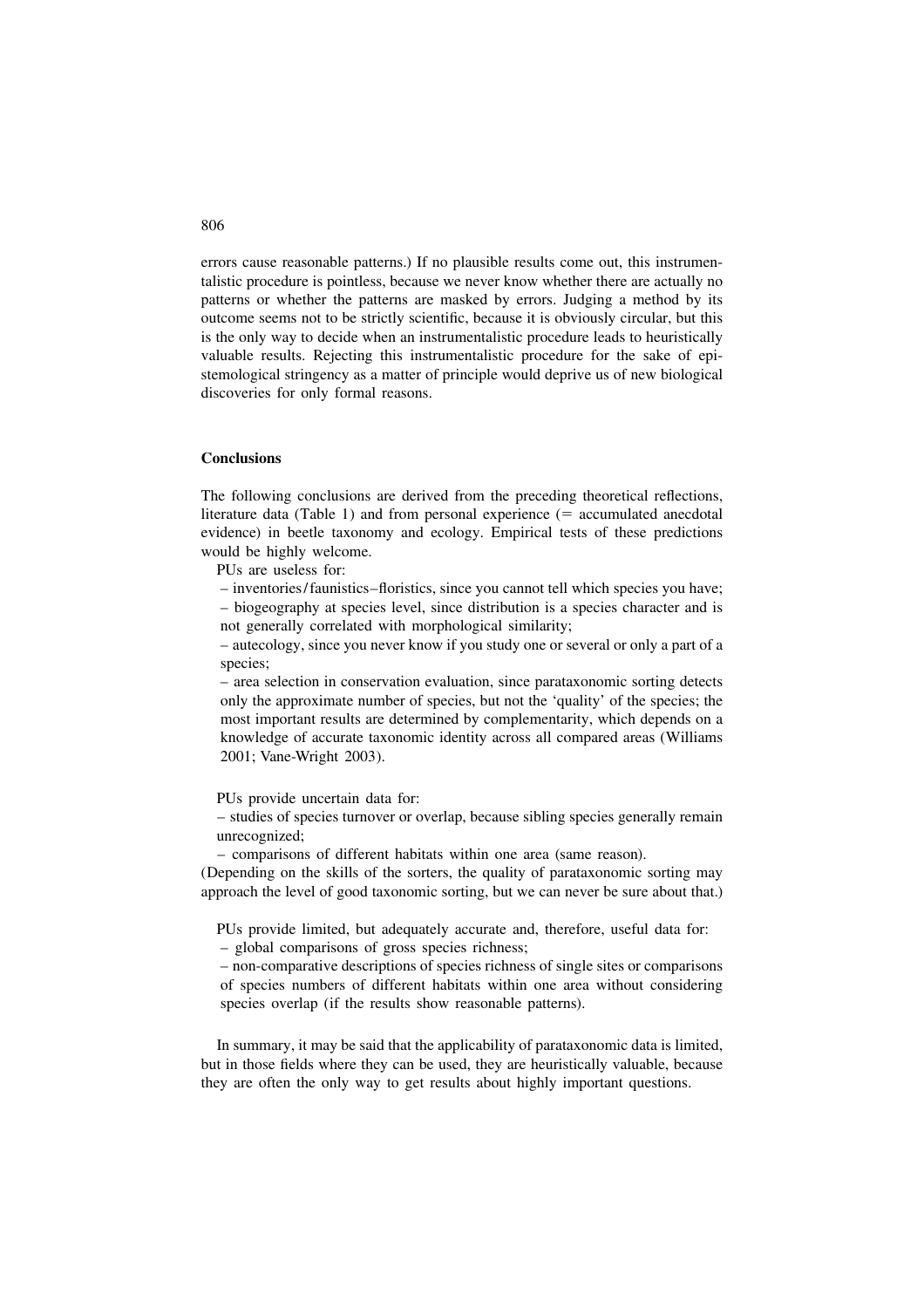errors cause reasonable patterns.) If no plausible results come out, this instrumentalistic procedure is pointless, because we never know whether there are actually no patterns or whether the patterns are masked by errors. Judging a method by its outcome seems not to be strictly scientific, because it is obviously circular, but this is the only way to decide when an instrumentalistic procedure leads to heuristically valuable results. Rejecting this instrumentalistic procedure for the sake of epistemological stringency as a matter of principle would deprive us of new biological discoveries for only formal reasons.

## Conclusions

The following conclusions are derived from the preceding theoretical reflections, literature data (Table 1) and from personal experience (= accumulated anecdotal evidence) in beetle taxonomy and ecology. Empirical tests of these predictions would be highly welcome.

PUs are useless for:

– inventories/faunistics–floristics, since you cannot tell which species you have;
– biogeography at species level, since distribution is a species character and is not generally correlated with morphological similarity;
– autecology, since you never know if you study one or several or only a part of a species;
– area selection in conservation evaluation, since parataxonomic sorting detects only the approximate number of species, but not the 'quality' of the species; the most important results are determined by complementarity, which depends on a knowledge of accurate taxonomic identity across all compared areas (Williams 2001; Vane-Wright 2003).

PUs provide uncertain data for:

– studies of species turnover or overlap, because sibling species generally remain unrecognized;
– comparisons of different habitats within one area (same reason).

(Depending on the skills of the sorters, the quality of parataxonomic sorting may approach the level of good taxonomic sorting, but we can never be sure about that.)

PUs provide limited, but adequately accurate and, therefore, useful data for:

– global comparisons of gross species richness;
– non-comparative descriptions of species richness of single sites or comparisons of species numbers of different habitats within one area without considering species overlap (if the results show reasonable patterns).

In summary, it may be said that the applicability of parataxonomic data is limited, but in those fields where they can be used, they are heuristically valuable, because they are often the only way to get results about highly important questions.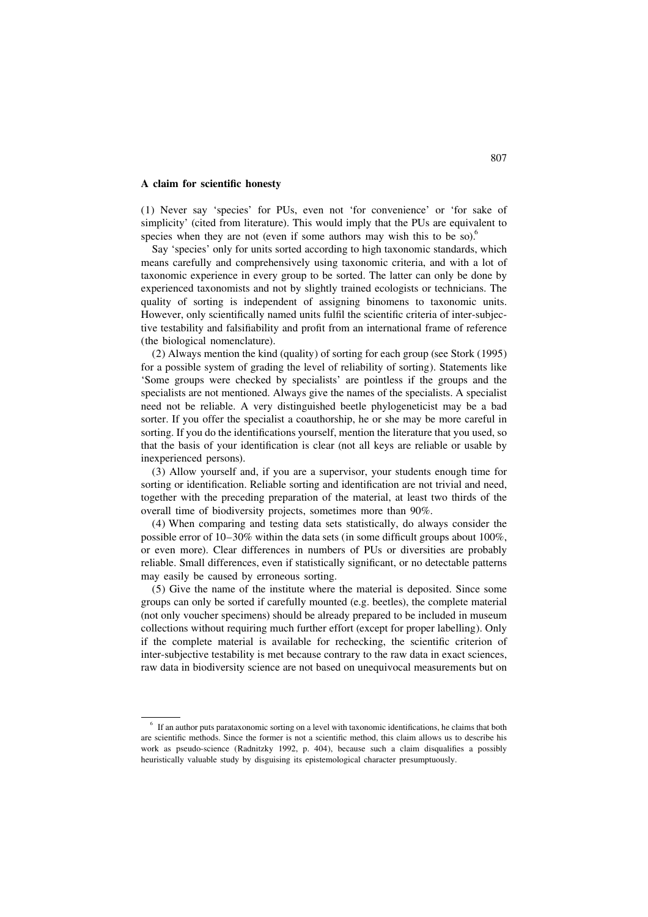### A claim for scientific honesty

(1) Never say 'species' for PUs, even not 'for convenience' or 'for sake of simplicity' (cited from literature). This would imply that the PUs are equivalent to species when they are not (even if some authors may wish this to be so).[6]

Say 'species' only for units sorted according to high taxonomic standards, which means carefully and comprehensively using taxonomic criteria, and with a lot of taxonomic experience in every group to be sorted. The latter can only be done by experienced taxonomists and not by slightly trained ecologists or technicians. The quality of sorting is independent of assigning binomens to taxonomic units. However, only scientifically named units fulfil the scientific criteria of inter-subjective testability and falsifiability and profit from an international frame of reference (the biological nomenclature).

(2) Always mention the kind (quality) of sorting for each group (see Stork (1995) for a possible system of grading the level of reliability of sorting). Statements like 'Some groups were checked by specialists' are pointless if the groups and the specialists are not mentioned. Always give the names of the specialists. A specialist need not be reliable. A very distinguished beetle phylogeneticist may be a bad sorter. If you offer the specialist a coauthorship, he or she may be more careful in sorting. If you do the identifications yourself, mention the literature that you used, so that the basis of your identification is clear (not all keys are reliable or usable by inexperienced persons).

(3) Allow yourself and, if you are a supervisor, your students enough time for sorting or identification. Reliable sorting and identification are not trivial and need, together with the preceding preparation of the material, at least two thirds of the overall time of biodiversity projects, sometimes more than 90%.

(4) When comparing and testing data sets statistically, do always consider the possible error of 10–30% within the data sets (in some difficult groups about 100%, or even more). Clear differences in numbers of PUs or diversities are probably reliable. Small differences, even if statistically significant, or no detectable patterns may easily be caused by erroneous sorting.

(5) Give the name of the institute where the material is deposited. Since some groups can only be sorted if carefully mounted (e.g. beetles), the complete material (not only voucher specimens) should be already prepared to be included in museum collections without requiring much further effort (except for proper labelling). Only if the complete material is available for rechecking, the scientific criterion of inter-subjective testability is met because contrary to the raw data in exact sciences, raw data in biodiversity science are not based on unequivocal measurements but on

[6] If an author puts parataxonomic sorting on a level with taxonomic identifications, he claims that both are scientific methods. Since the former is not a scientific method, this claim allows us to describe his work as pseudo-science (Radnitzky 1992, p. 404), because such a claim disqualifies a possibly heuristically valuable study by disguising its epistemological character presumptuously.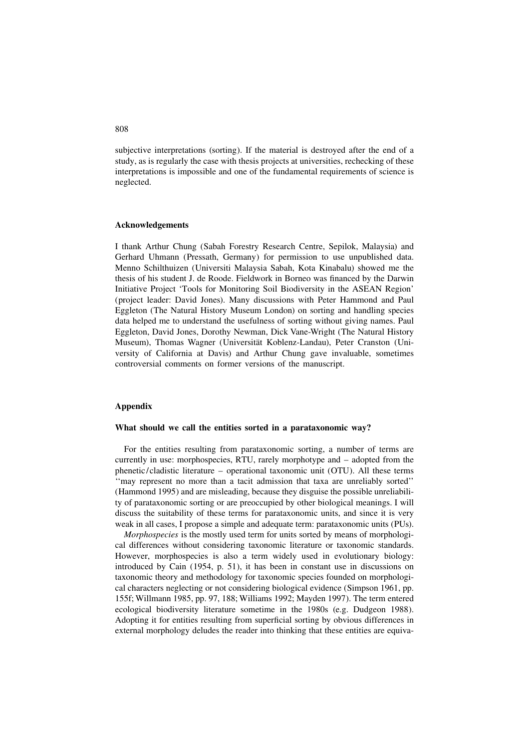subjective interpretations (sorting). If the material is destroyed after the end of a study, as is regularly the case with thesis projects at universities, rechecking of these interpretations is impossible and one of the fundamental requirements of science is neglected.

## Acknowledgements

I thank Arthur Chung (Sabah Forestry Research Centre, Sepilok, Malaysia) and Gerhard Uhmann (Pressath, Germany) for permission to use unpublished data. Menno Schilthuizen (Universiti Malaysia Sabah, Kota Kinabalu) showed me the thesis of his student J. de Roode. Fieldwork in Borneo was financed by the Darwin Initiative Project 'Tools for Monitoring Soil Biodiversity in the ASEAN Region' (project leader: David Jones). Many discussions with Peter Hammond and Paul Eggleton (The Natural History Museum London) on sorting and handling species data helped me to understand the usefulness of sorting without giving names. Paul Eggleton, David Jones, Dorothy Newman, Dick Vane-Wright (The Natural History Museum), Thomas Wagner (Universität Koblenz-Landau), Peter Cranston (University of California at Davis) and Arthur Chung gave invaluable, sometimes controversial comments on former versions of the manuscript.

## Appendix

### What should we call the entities sorted in a parataxonomic way?

For the entities resulting from parataxonomic sorting, a number of terms are currently in use: morphospecies, RTU, rarely morphotype and – adopted from the phenetic/cladistic literature – operational taxonomic unit (OTU). All these terms ''may represent no more than a tacit admission that taxa are unreliably sorted'' (Hammond 1995) and are misleading, because they disguise the possible unreliability of parataxonomic sorting or are preoccupied by other biological meanings. I will discuss the suitability of these terms for parataxonomic units, and since it is very weak in all cases, I propose a simple and adequate term: parataxonomic units (PUs).

*Morphospecies* is the mostly used term for units sorted by means of morphological differences without considering taxonomic literature or taxonomic standards. However, morphospecies is also a term widely used in evolutionary biology: introduced by Cain (1954, p. 51), it has been in constant use in discussions on taxonomic theory and methodology for taxonomic species founded on morphological characters neglecting or not considering biological evidence (Simpson 1961, pp. 155f; Willmann 1985, pp. 97, 188; Williams 1992; Mayden 1997). The term entered ecological biodiversity literature sometime in the 1980s (e.g. Dudgeon 1988). Adopting it for entities resulting from superficial sorting by obvious differences in external morphology deludes the reader into thinking that these entities are equiva-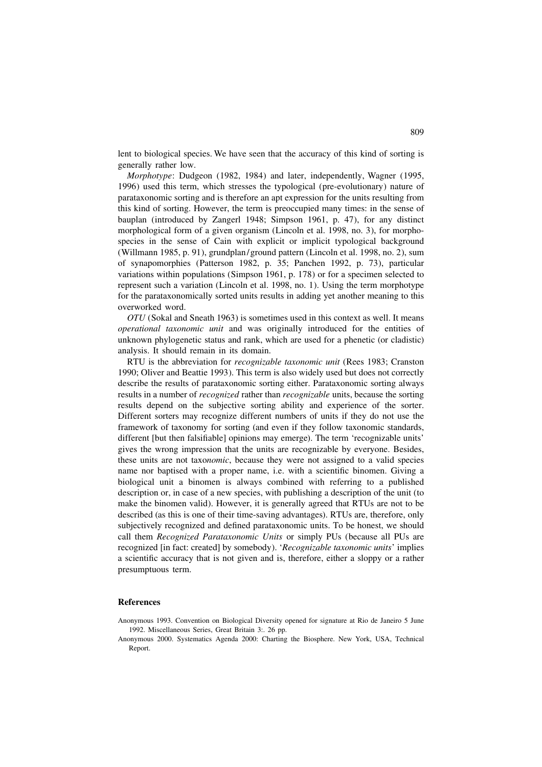lent to biological species. We have seen that the accuracy of this kind of sorting is generally rather low.

*Morphotype*: Dudgeon (1982, 1984) and later, independently, Wagner (1995, 1996) used this term, which stresses the typological (pre-evolutionary) nature of parataxonomic sorting and is therefore an apt expression for the units resulting from this kind of sorting. However, the term is preoccupied many times: in the sense of bauplan (introduced by Zangerl 1948; Simpson 1961, p. 47), for any distinct morphological form of a given organism (Lincoln et al. 1998, no. 3), for morphospecies in the sense of Cain with explicit or implicit typological background (Willmann 1985, p. 91), grundplan/ground pattern (Lincoln et al. 1998, no. 2), sum of synapomorphies (Patterson 1982, p. 35; Panchen 1992, p. 73), particular variations within populations (Simpson 1961, p. 178) or for a specimen selected to represent such a variation (Lincoln et al. 1998, no. 1). Using the term morphotype for the parataxonomically sorted units results in adding yet another meaning to this overworked word.

*OTU* (Sokal and Sneath 1963) is sometimes used in this context as well. It means *operational taxonomic unit* and was originally introduced for the entities of unknown phylogenetic status and rank, which are used for a phenetic (or cladistic) analysis. It should remain in its domain.

RTU is the abbreviation for *recognizable taxonomic unit* (Rees 1983; Cranston 1990; Oliver and Beattie 1993). This term is also widely used but does not correctly describe the results of parataxonomic sorting either. Parataxonomic sorting always results in a number of *recognized* rather than *recognizable* units, because the sorting results depend on the subjective sorting ability and experience of the sorter. Different sorters may recognize different numbers of units if they do not use the framework of taxonomy for sorting (and even if they follow taxonomic standards, different [but then falsifiable] opinions may emerge). The term 'recognizable units' gives the wrong impression that the units are recognizable by everyone. Besides, these units are not taxo*nomic*, because they were not assigned to a valid species name nor baptised with a proper name, i.e. with a scientific binomen. Giving a biological unit a binomen is always combined with referring to a published description or, in case of a new species, with publishing a description of the unit (to make the binomen valid). However, it is generally agreed that RTUs are not to be described (as this is one of their time-saving advantages). RTUs are, therefore, only subjectively recognized and defined parataxonomic units. To be honest, we should call them *Recognized Parataxonomic Units* or simply PUs (because all PUs are recognized [in fact: created] by somebody). '*Recognizable taxonomic units*' implies a scientific accuracy that is not given and is, therefore, either a sloppy or a rather presumptuous term.

## References

Anonymous 1993. Convention on Biological Diversity opened for signature at Rio de Janeiro 5 June 1992. Miscellaneous Series, Great Britain 3:. 26 pp.

Anonymous 2000. Systematics Agenda 2000: Charting the Biosphere. New York, USA, Technical Report.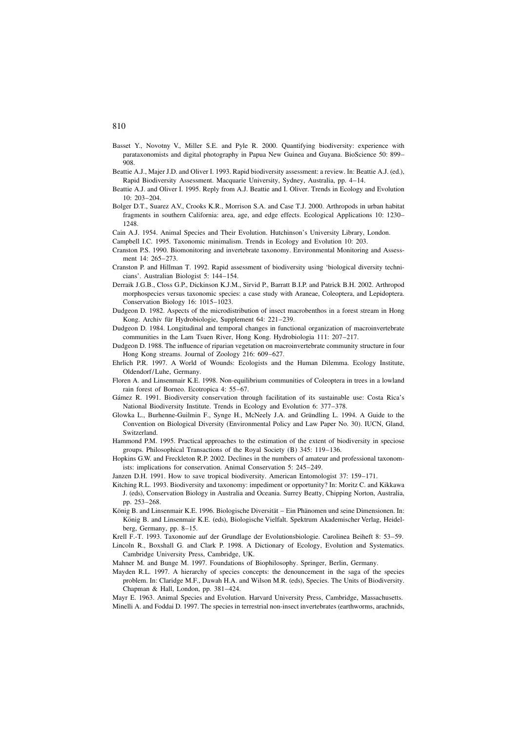Basset Y., Novotny V., Miller S.E. and Pyle R. 2000. Quantifying biodiversity: experience with parataxonomists and digital photography in Papua New Guinea and Guyana. BioScience 50: 899–908.

Beattie A.J., Majer J.D. and Oliver I. 1993. Rapid biodiversity assessment: a review. In: Beattie A.J. (ed.), Rapid Biodiversity Assessment. Macquarie University, Sydney, Australia, pp. 4–14.

Beattie A.J. and Oliver I. 1995. Reply from A.J. Beattie and I. Oliver. Trends in Ecology and Evolution 10: 203–204.

Bolger D.T., Suarez A.V., Crooks K.R., Morrison S.A. and Case T.J. 2000. Arthropods in urban habitat fragments in southern California: area, age, and edge effects. Ecological Applications 10: 1230–1248.

Cain A.J. 1954. Animal Species and Their Evolution. Hutchinson's University Library, London.

Campbell I.C. 1995. Taxonomic minimalism. Trends in Ecology and Evolution 10: 203.

Cranston P.S. 1990. Biomonitoring and invertebrate taxonomy. Environmental Monitoring and Assessment 14: 265–273.

Cranston P. and Hillman T. 1992. Rapid assessment of biodiversity using 'biological diversity technicians'. Australian Biologist 5: 144–154.

Derraik J.G.B., Closs G.P., Dickinson K.J.M., Sirvid P., Barratt B.I.P. and Patrick B.H. 2002. Arthropod morphospecies versus taxonomic species: a case study with Araneae, Coleoptera, and Lepidoptera. Conservation Biology 16: 1015–1023.

Dudgeon D. 1982. Aspects of the microdistribution of insect macrobenthos in a forest stream in Hong Kong. Archiv für Hydrobiologie, Supplement 64: 221–239.

Dudgeon D. 1984. Longitudinal and temporal changes in functional organization of macroinvertebrate communities in the Lam Tsuen River, Hong Kong. Hydrobiologia 111: 207–217.

Dudgeon D. 1988. The influence of riparian vegetation on macroinvertebrate community structure in four Hong Kong streams. Journal of Zoology 216: 609–627.

Ehrlich P.R. 1997. A World of Wounds: Ecologists and the Human Dilemma. Ecology Institute, Oldendorf/Luhe, Germany.

Floren A. and Linsenmair K.E. 1998. Non-equilibrium communities of Coleoptera in trees in a lowland rain forest of Borneo. Ecotropica 4: 55–67.

Gámez R. 1991. Biodiversity conservation through facilitation of its sustainable use: Costa Rica's National Biodiversity Institute. Trends in Ecology and Evolution 6: 377–378.

Glowka L., Burhenne-Guilmin F., Synge H., McNeely J.A. and Gründling L. 1994. A Guide to the Convention on Biological Diversity (Environmental Policy and Law Paper No. 30). IUCN, Gland, Switzerland.

Hammond P.M. 1995. Practical approaches to the estimation of the extent of biodiversity in speciose groups. Philosophical Transactions of the Royal Society (B) 345: 119–136.

Hopkins G.W. and Freckleton R.P. 2002. Declines in the numbers of amateur and professional taxonomists: implications for conservation. Animal Conservation 5: 245–249.

Janzen D.H. 1991. How to save tropical biodiversity. American Entomologist 37: 159–171.

Kitching R.L. 1993. Biodiversity and taxonomy: impediment or opportunity? In: Moritz C. and Kikkawa J. (eds), Conservation Biology in Australia and Oceania. Surrey Beatty, Chipping Norton, Australia, pp. 253–268.

König B. and Linsenmair K.E. 1996. Biologische Diversität – Ein Phänomen und seine Dimensionen. In: König B. and Linsenmair K.E. (eds), Biologische Vielfalt. Spektrum Akademischer Verlag, Heidelberg, Germany, pp. 8–15.

Krell F.-T. 1993. Taxonomie auf der Grundlage der Evolutionsbiologie. Carolinea Beiheft 8: 53–59.

Lincoln R., Boxshall G. and Clark P. 1998. A Dictionary of Ecology, Evolution and Systematics. Cambridge University Press, Cambridge, UK.

Mahner M. and Bunge M. 1997. Foundations of Biophilosophy. Springer, Berlin, Germany.

Mayden R.L. 1997. A hierarchy of species concepts: the denouncement in the saga of the species problem. In: Claridge M.F., Dawah H.A. and Wilson M.R. (eds), Species. The Units of Biodiversity. Chapman & Hall, London, pp. 381–424.

Mayr E. 1963. Animal Species and Evolution. Harvard University Press, Cambridge, Massachusetts.

Minelli A. and Foddai D. 1997. The species in terrestrial non-insect invertebrates (earthworms, arachnids,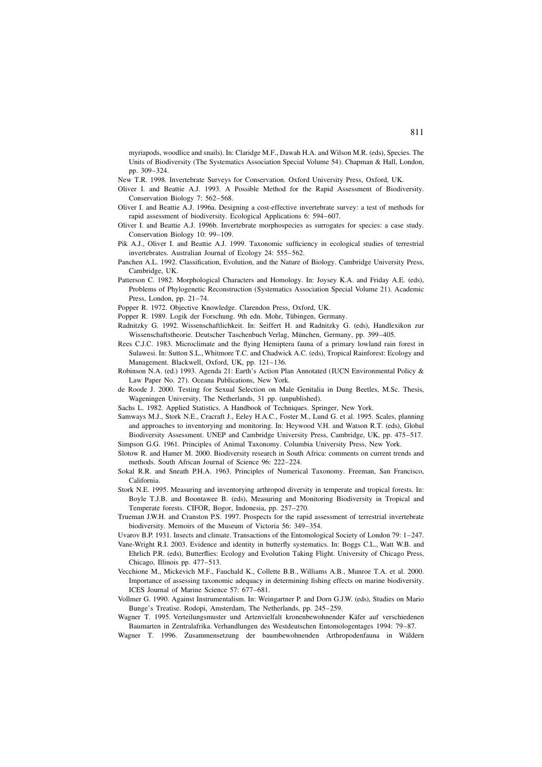myriapods, woodlice and snails). In: Claridge M.F., Dawah H.A. and Wilson M.R. (eds), Species. The Units of Biodiversity (The Systematics Association Special Volume 54). Chapman & Hall, London, pp. 309–324.

New T.R. 1998. Invertebrate Surveys for Conservation. Oxford University Press, Oxford, UK.

Oliver I. and Beattie A.J. 1993. A Possible Method for the Rapid Assessment of Biodiversity. Conservation Biology 7: 562–568.

Oliver I. and Beattie A.J. 1996a. Designing a cost-effective invertebrate survey: a test of methods for rapid assessment of biodiversity. Ecological Applications 6: 594–607.

Oliver I. and Beattie A.J. 1996b. Invertebrate morphospecies as surrogates for species: a case study. Conservation Biology 10: 99–109.

Pik A.J., Oliver I. and Beattie A.J. 1999. Taxonomic sufficiency in ecological studies of terrestrial invertebrates. Australian Journal of Ecology 24: 555–562.

Panchen A.L. 1992. Classification, Evolution, and the Nature of Biology. Cambridge University Press, Cambridge, UK.

Patterson C. 1982. Morphological Characters and Homology. In: Joysey K.A. and Friday A.E. (eds), Problems of Phylogenetic Reconstruction (Systematics Association Special Volume 21). Academic Press, London, pp. 21–74.

Popper R. 1972. Objective Knowledge. Clarendon Press, Oxford, UK.

Popper R. 1989. Logik der Forschung. 9th edn. Mohr, Tübingen, Germany.

Radnitzky G. 1992. Wissenschaftlichkeit. In: Seiffert H. and Radnitzky G. (eds), Handlexikon zur Wissenschaftstheorie. Deutscher Taschenbuch Verlag, München, Germany, pp. 399–405.

Rees C.J.C. 1983. Microclimate and the flying Hemiptera fauna of a primary lowland rain forest in Sulawesi. In: Sutton S.L., Whitmore T.C. and Chadwick A.C. (eds), Tropical Rainforest: Ecology and Management. Blackwell, Oxford, UK, pp. 121–136.

Robinson N.A. (ed.) 1993. Agenda 21: Earth's Action Plan Annotated (IUCN Environmental Policy & Law Paper No. 27). Oceana Publications, New York.

de Roode J. 2000. Testing for Sexual Selection on Male Genitalia in Dung Beetles, M.Sc. Thesis, Wageningen University, The Netherlands, 31 pp. (unpublished).

Sachs L. 1982. Applied Statistics. A Handbook of Techniques. Springer, New York.

Samways M.J., Stork N.E., Cracraft J., Eeley H.A.C., Foster M., Lund G. et al. 1995. Scales, planning and approaches to inventorying and monitoring. In: Heywood V.H. and Watson R.T. (eds), Global Biodiversity Assessment. UNEP and Cambridge University Press, Cambridge, UK, pp. 475–517.

Simpson G.G. 1961. Principles of Animal Taxonomy. Columbia University Press, New York.

Slotow R. and Hamer M. 2000. Biodiversity research in South Africa: comments on current trends and methods. South African Journal of Science 96: 222–224.

Sokal R.R. and Sneath P.H.A. 1963. Principles of Numerical Taxonomy. Freeman, San Francisco, California.

Stork N.E. 1995. Measuring and inventorying arthropod diversity in temperate and tropical forests. In: Boyle T.J.B. and Boontawee B. (eds), Measuring and Monitoring Biodiversity in Tropical and Temperate forests. CIFOR, Bogor, Indonesia, pp. 257–270.

Trueman J.W.H. and Cranston P.S. 1997. Prospects for the rapid assessment of terrestrial invertebrate biodiversity. Memoirs of the Museum of Victoria 56: 349–354.

Uvarov B.P. 1931. Insects and climate. Transactions of the Entomological Society of London 79: 1–247.

Vane-Wright R.I. 2003. Evidence and identity in butterfly systematics. In: Boggs C.L., Watt W.B. and Ehrlich P.R. (eds), Butterflies: Ecology and Evolution Taking Flight. University of Chicago Press, Chicago, Illinois pp. 477–513.

Vecchione M., Mickevich M.F., Fauchald K., Collette B.B., Williams A.B., Munroe T.A. et al. 2000. Importance of assessing taxonomic adequacy in determining fishing effects on marine biodiversity. ICES Journal of Marine Science 57: 677–681.

Vollmer G. 1990. Against Instrumentalism. In: Weingartner P. and Dorn G.J.W. (eds), Studies on Mario Bunge's Treatise. Rodopi, Amsterdam, The Netherlands, pp. 245–259.

Wagner T. 1995. Verteilungsmuster und Artenvielfalt kronenbewohnender Käfer auf verschiedenen Baumarten in Zentralafrika. Verhandlungen des Westdeutschen Entomologentages 1994: 79–87.

Wagner T. 1996. Zusammensetzung der baumbewohnenden Arthropodenfauna in Wäldern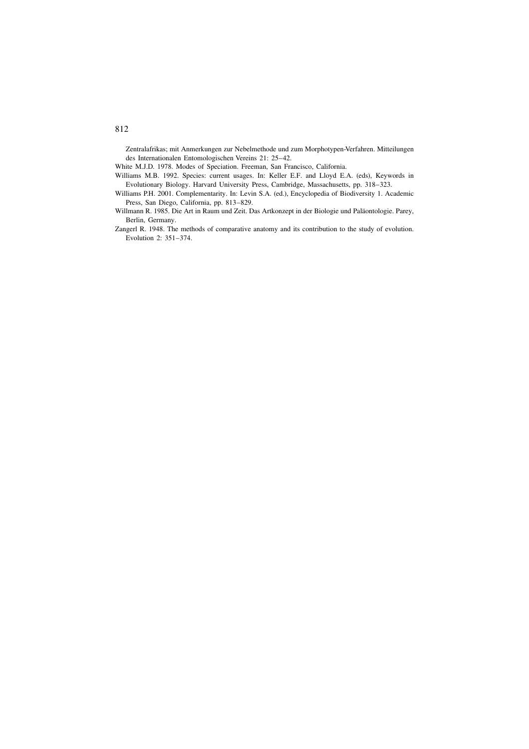Zentralafrikas; mit Anmerkungen zur Nebelmethode und zum Morphotypen-Verfahren. Mitteilungen des Internationalen Entomologischen Vereins 21: 25–42.

White M.J.D. 1978. Modes of Speciation. Freeman, San Francisco, California.

Williams M.B. 1992. Species: current usages. In: Keller E.F. and Lloyd E.A. (eds), Keywords in Evolutionary Biology. Harvard University Press, Cambridge, Massachusetts, pp. 318–323.

Williams P.H. 2001. Complementarity. In: Levin S.A. (ed.), Encyclopedia of Biodiversity 1. Academic Press, San Diego, California, pp. 813–829.

Willmann R. 1985. Die Art in Raum und Zeit. Das Artkonzept in der Biologie und Paläontologie. Parey, Berlin, Germany.

Zangerl R. 1948. The methods of comparative anatomy and its contribution to the study of evolution. Evolution 2: 351–374.